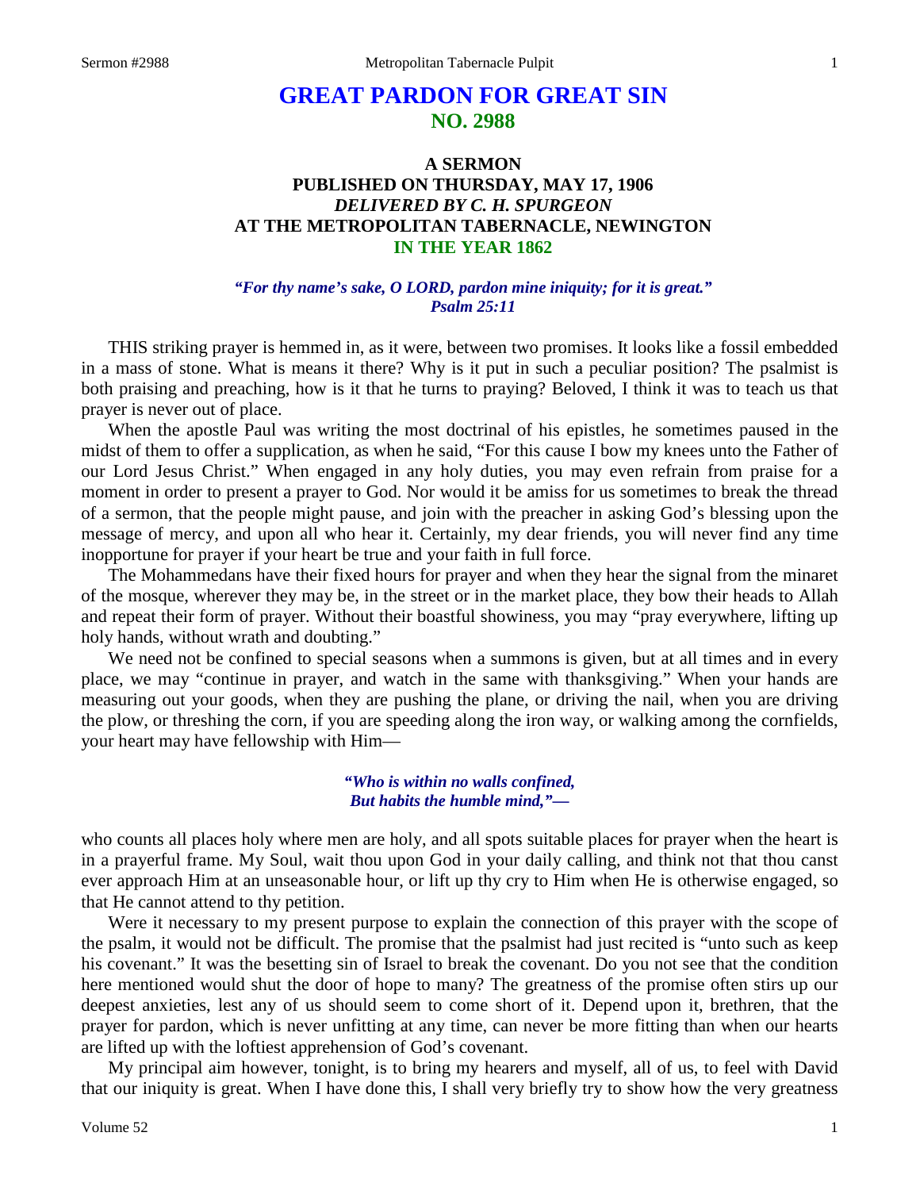# GREAT PARDON FOR GREAT SIN
## NO. 2988

### A SERMON
### PUBLISHED ON THURSDAY, MAY 17, 1906
### *DELIVERED BY C. H. SPURGEON*
### AT THE METROPOLITAN TABERNACLE, NEWINGTON
### IN THE YEAR 1862

***"For thy name's sake, O LORD, pardon mine iniquity; for it is great."***
***Psalm 25:11***

THIS striking prayer is hemmed in, as it were, between two promises. It looks like a fossil embedded in a mass of stone. What is means it there? Why is it put in such a peculiar position? The psalmist is both praising and preaching, how is it that he turns to praying? Beloved, I think it was to teach us that prayer is never out of place.

When the apostle Paul was writing the most doctrinal of his epistles, he sometimes paused in the midst of them to offer a supplication, as when he said, "For this cause I bow my knees unto the Father of our Lord Jesus Christ." When engaged in any holy duties, you may even refrain from praise for a moment in order to present a prayer to God. Nor would it be amiss for us sometimes to break the thread of a sermon, that the people might pause, and join with the preacher in asking God's blessing upon the message of mercy, and upon all who hear it. Certainly, my dear friends, you will never find any time inopportune for prayer if your heart be true and your faith in full force.

The Mohammedans have their fixed hours for prayer and when they hear the signal from the minaret of the mosque, wherever they may be, in the street or in the market place, they bow their heads to Allah and repeat their form of prayer. Without their boastful showiness, you may "pray everywhere, lifting up holy hands, without wrath and doubting."

We need not be confined to special seasons when a summons is given, but at all times and in every place, we may "continue in prayer, and watch in the same with thanksgiving." When your hands are measuring out your goods, when they are pushing the plane, or driving the nail, when you are driving the plow, or threshing the corn, if you are speeding along the iron way, or walking among the cornfields, your heart may have fellowship with Him—

> ***"Who is within no walls confined,***
> ***But habits the humble mind,"—***

who counts all places holy where men are holy, and all spots suitable places for prayer when the heart is in a prayerful frame. My Soul, wait thou upon God in your daily calling, and think not that thou canst ever approach Him at an unseasonable hour, or lift up thy cry to Him when He is otherwise engaged, so that He cannot attend to thy petition.

Were it necessary to my present purpose to explain the connection of this prayer with the scope of the psalm, it would not be difficult. The promise that the psalmist had just recited is "unto such as keep his covenant." It was the besetting sin of Israel to break the covenant. Do you not see that the condition here mentioned would shut the door of hope to many? The greatness of the promise often stirs up our deepest anxieties, lest any of us should seem to come short of it. Depend upon it, brethren, that the prayer for pardon, which is never unfitting at any time, can never be more fitting than when our hearts are lifted up with the loftiest apprehension of God's covenant.

My principal aim however, tonight, is to bring my hearers and myself, all of us, to feel with David that our iniquity is great. When I have done this, I shall very briefly try to show how the very greatness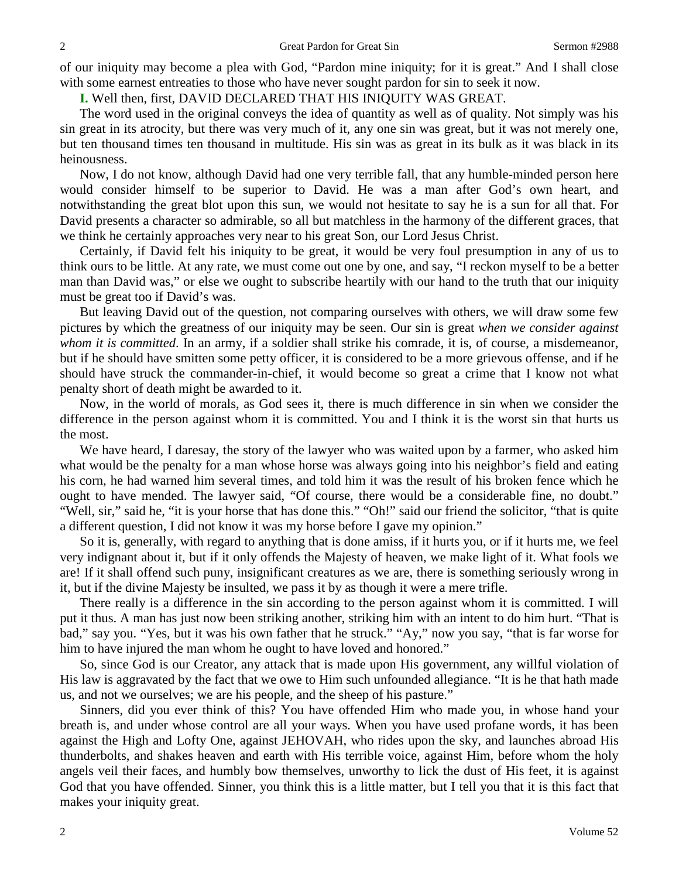of our iniquity may become a plea with God, "Pardon mine iniquity; for it is great." And I shall close with some earnest entreaties to those who have never sought pardon for sin to seek it now.

**I.** Well then, first, DAVID DECLARED THAT HIS INIQUITY WAS GREAT.

The word used in the original conveys the idea of quantity as well as of quality. Not simply was his sin great in its atrocity, but there was very much of it, any one sin was great, but it was not merely one, but ten thousand times ten thousand in multitude. His sin was as great in its bulk as it was black in its heinousness.

Now, I do not know, although David had one very terrible fall, that any humble-minded person here would consider himself to be superior to David. He was a man after God's own heart, and notwithstanding the great blot upon this sun, we would not hesitate to say he is a sun for all that. For David presents a character so admirable, so all but matchless in the harmony of the different graces, that we think he certainly approaches very near to his great Son, our Lord Jesus Christ.

Certainly, if David felt his iniquity to be great, it would be very foul presumption in any of us to think ours to be little. At any rate, we must come out one by one, and say, "I reckon myself to be a better man than David was," or else we ought to subscribe heartily with our hand to the truth that our iniquity must be great too if David's was.

But leaving David out of the question, not comparing ourselves with others, we will draw some few pictures by which the greatness of our iniquity may be seen. Our sin is great *when we consider against whom it is committed*. In an army, if a soldier shall strike his comrade, it is, of course, a misdemeanor, but if he should have smitten some petty officer, it is considered to be a more grievous offense, and if he should have struck the commander-in-chief, it would become so great a crime that I know not what penalty short of death might be awarded to it.

Now, in the world of morals, as God sees it, there is much difference in sin when we consider the difference in the person against whom it is committed. You and I think it is the worst sin that hurts us the most.

We have heard, I daresay, the story of the lawyer who was waited upon by a farmer, who asked him what would be the penalty for a man whose horse was always going into his neighbor's field and eating his corn, he had warned him several times, and told him it was the result of his broken fence which he ought to have mended. The lawyer said, "Of course, there would be a considerable fine, no doubt." "Well, sir," said he, "it is your horse that has done this." "Oh!" said our friend the solicitor, "that is quite a different question, I did not know it was my horse before I gave my opinion."

So it is, generally, with regard to anything that is done amiss, if it hurts you, or if it hurts me, we feel very indignant about it, but if it only offends the Majesty of heaven, we make light of it. What fools we are! If it shall offend such puny, insignificant creatures as we are, there is something seriously wrong in it, but if the divine Majesty be insulted, we pass it by as though it were a mere trifle.

There really is a difference in the sin according to the person against whom it is committed. I will put it thus. A man has just now been striking another, striking him with an intent to do him hurt. "That is bad," say you. "Yes, but it was his own father that he struck." "Ay," now you say, "that is far worse for him to have injured the man whom he ought to have loved and honored."

So, since God is our Creator, any attack that is made upon His government, any willful violation of His law is aggravated by the fact that we owe to Him such unfounded allegiance. "It is he that hath made us, and not we ourselves; we are his people, and the sheep of his pasture."

Sinners, did you ever think of this? You have offended Him who made you, in whose hand your breath is, and under whose control are all your ways. When you have used profane words, it has been against the High and Lofty One, against JEHOVAH, who rides upon the sky, and launches abroad His thunderbolts, and shakes heaven and earth with His terrible voice, against Him, before whom the holy angels veil their faces, and humbly bow themselves, unworthy to lick the dust of His feet, it is against God that you have offended. Sinner, you think this is a little matter, but I tell you that it is this fact that makes your iniquity great.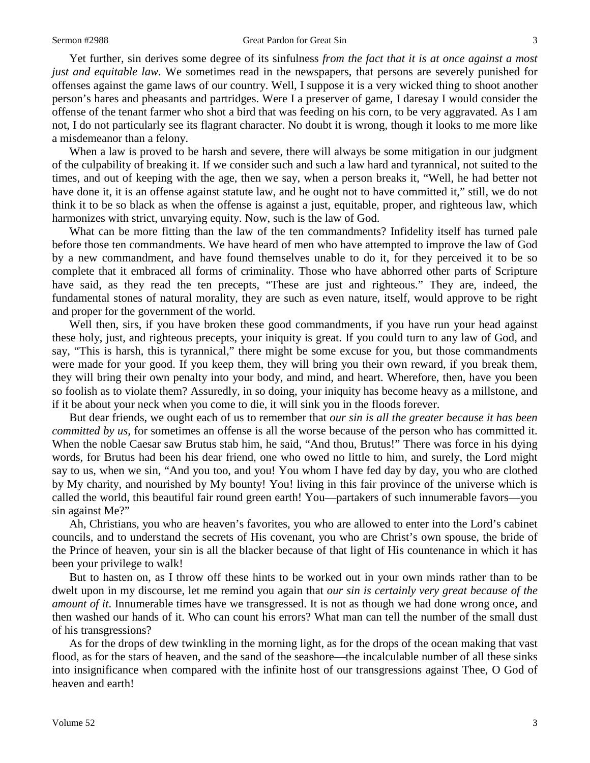Yet further, sin derives some degree of its sinfulness *from the fact that it is at once against a most just and equitable law*. We sometimes read in the newspapers, that persons are severely punished for offenses against the game laws of our country. Well, I suppose it is a very wicked thing to shoot another person's hares and pheasants and partridges. Were I a preserver of game, I daresay I would consider the offense of the tenant farmer who shot a bird that was feeding on his corn, to be very aggravated. As I am not, I do not particularly see its flagrant character. No doubt it is wrong, though it looks to me more like a misdemeanor than a felony.

When a law is proved to be harsh and severe, there will always be some mitigation in our judgment of the culpability of breaking it. If we consider such and such a law hard and tyrannical, not suited to the times, and out of keeping with the age, then we say, when a person breaks it, "Well, he had better not have done it, it is an offense against statute law, and he ought not to have committed it," still, we do not think it to be so black as when the offense is against a just, equitable, proper, and righteous law, which harmonizes with strict, unvarying equity. Now, such is the law of God.

What can be more fitting than the law of the ten commandments? Infidelity itself has turned pale before those ten commandments. We have heard of men who have attempted to improve the law of God by a new commandment, and have found themselves unable to do it, for they perceived it to be so complete that it embraced all forms of criminality. Those who have abhorred other parts of Scripture have said, as they read the ten precepts, "These are just and righteous." They are, indeed, the fundamental stones of natural morality, they are such as even nature, itself, would approve to be right and proper for the government of the world.

Well then, sirs, if you have broken these good commandments, if you have run your head against these holy, just, and righteous precepts, your iniquity is great. If you could turn to any law of God, and say, "This is harsh, this is tyrannical," there might be some excuse for you, but those commandments were made for your good. If you keep them, they will bring you their own reward, if you break them, they will bring their own penalty into your body, and mind, and heart. Wherefore, then, have you been so foolish as to violate them? Assuredly, in so doing, your iniquity has become heavy as a millstone, and if it be about your neck when you come to die, it will sink you in the floods forever.

But dear friends, we ought each of us to remember that *our sin is all the greater because it has been committed by us*, for sometimes an offense is all the worse because of the person who has committed it. When the noble Caesar saw Brutus stab him, he said, "And thou, Brutus!" There was force in his dying words, for Brutus had been his dear friend, one who owed no little to him, and surely, the Lord might say to us, when we sin, "And you too, and you! You whom I have fed day by day, you who are clothed by My charity, and nourished by My bounty! You! living in this fair province of the universe which is called the world, this beautiful fair round green earth! You—partakers of such innumerable favors—you sin against Me?"

Ah, Christians, you who are heaven's favorites, you who are allowed to enter into the Lord's cabinet councils, and to understand the secrets of His covenant, you who are Christ's own spouse, the bride of the Prince of heaven, your sin is all the blacker because of that light of His countenance in which it has been your privilege to walk!

But to hasten on, as I throw off these hints to be worked out in your own minds rather than to be dwelt upon in my discourse, let me remind you again that *our sin is certainly very great because of the amount of it*. Innumerable times have we transgressed. It is not as though we had done wrong once, and then washed our hands of it. Who can count his errors? What man can tell the number of the small dust of his transgressions?

As for the drops of dew twinkling in the morning light, as for the drops of the ocean making that vast flood, as for the stars of heaven, and the sand of the seashore—the incalculable number of all these sinks into insignificance when compared with the infinite host of our transgressions against Thee, O God of heaven and earth!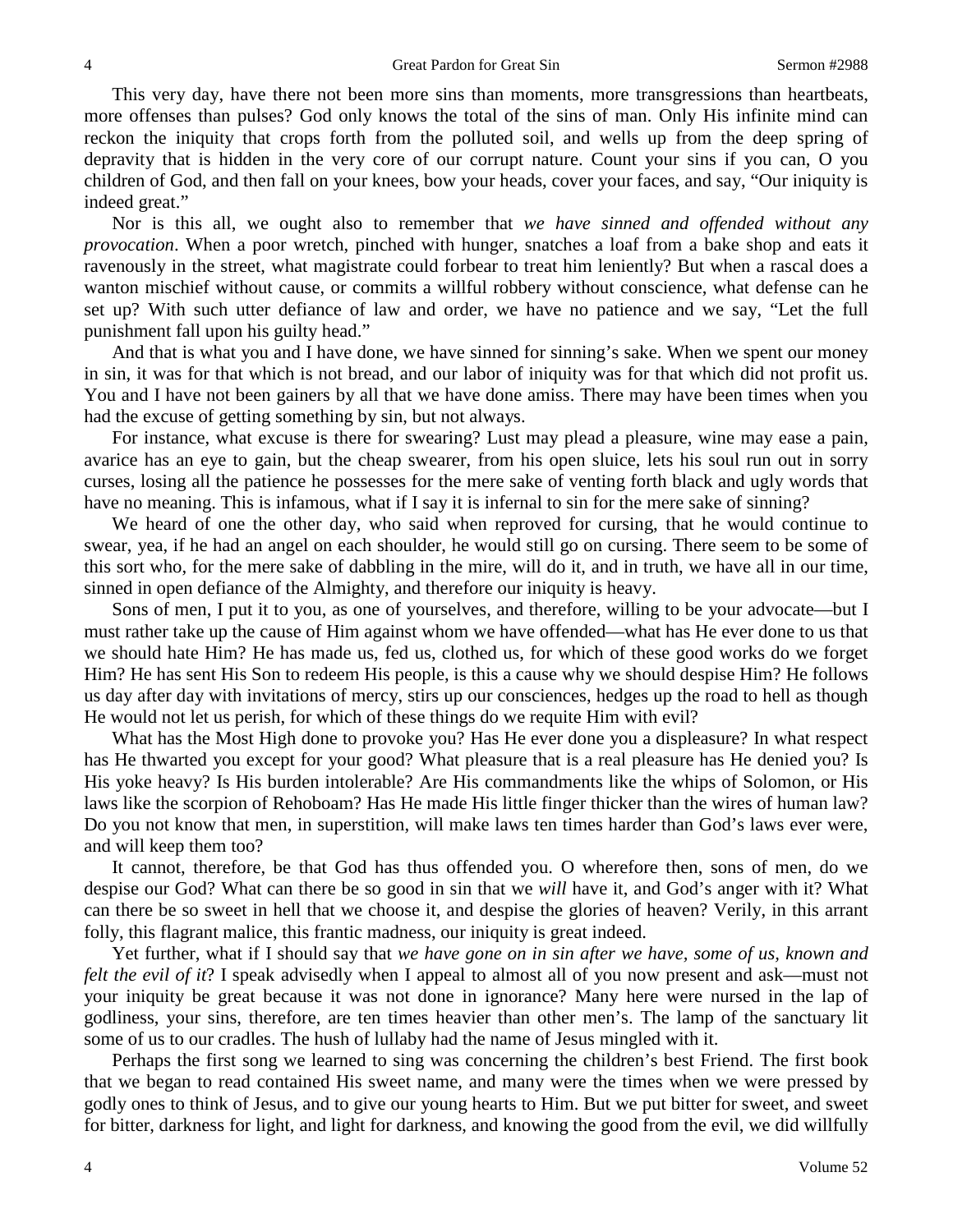This very day, have there not been more sins than moments, more transgressions than heartbeats, more offenses than pulses? God only knows the total of the sins of man. Only His infinite mind can reckon the iniquity that crops forth from the polluted soil, and wells up from the deep spring of depravity that is hidden in the very core of our corrupt nature. Count your sins if you can, O you children of God, and then fall on your knees, bow your heads, cover your faces, and say, "Our iniquity is indeed great."

Nor is this all, we ought also to remember that *we have sinned and offended without any provocation*. When a poor wretch, pinched with hunger, snatches a loaf from a bake shop and eats it ravenously in the street, what magistrate could forbear to treat him leniently? But when a rascal does a wanton mischief without cause, or commits a willful robbery without conscience, what defense can he set up? With such utter defiance of law and order, we have no patience and we say, "Let the full punishment fall upon his guilty head."

And that is what you and I have done, we have sinned for sinning's sake. When we spent our money in sin, it was for that which is not bread, and our labor of iniquity was for that which did not profit us. You and I have not been gainers by all that we have done amiss. There may have been times when you had the excuse of getting something by sin, but not always.

For instance, what excuse is there for swearing? Lust may plead a pleasure, wine may ease a pain, avarice has an eye to gain, but the cheap swearer, from his open sluice, lets his soul run out in sorry curses, losing all the patience he possesses for the mere sake of venting forth black and ugly words that have no meaning. This is infamous, what if I say it is infernal to sin for the mere sake of sinning?

We heard of one the other day, who said when reproved for cursing, that he would continue to swear, yea, if he had an angel on each shoulder, he would still go on cursing. There seem to be some of this sort who, for the mere sake of dabbling in the mire, will do it, and in truth, we have all in our time, sinned in open defiance of the Almighty, and therefore our iniquity is heavy.

Sons of men, I put it to you, as one of yourselves, and therefore, willing to be your advocate—but I must rather take up the cause of Him against whom we have offended—what has He ever done to us that we should hate Him? He has made us, fed us, clothed us, for which of these good works do we forget Him? He has sent His Son to redeem His people, is this a cause why we should despise Him? He follows us day after day with invitations of mercy, stirs up our consciences, hedges up the road to hell as though He would not let us perish, for which of these things do we requite Him with evil?

What has the Most High done to provoke you? Has He ever done you a displeasure? In what respect has He thwarted you except for your good? What pleasure that is a real pleasure has He denied you? Is His yoke heavy? Is His burden intolerable? Are His commandments like the whips of Solomon, or His laws like the scorpion of Rehoboam? Has He made His little finger thicker than the wires of human law? Do you not know that men, in superstition, will make laws ten times harder than God's laws ever were, and will keep them too?

It cannot, therefore, be that God has thus offended you. O wherefore then, sons of men, do we despise our God? What can there be so good in sin that we *will* have it, and God's anger with it? What can there be so sweet in hell that we choose it, and despise the glories of heaven? Verily, in this arrant folly, this flagrant malice, this frantic madness, our iniquity is great indeed.

Yet further, what if I should say that *we have gone on in sin after we have, some of us, known and felt the evil of it*? I speak advisedly when I appeal to almost all of you now present and ask—must not your iniquity be great because it was not done in ignorance? Many here were nursed in the lap of godliness, your sins, therefore, are ten times heavier than other men's. The lamp of the sanctuary lit some of us to our cradles. The hush of lullaby had the name of Jesus mingled with it.

Perhaps the first song we learned to sing was concerning the children's best Friend. The first book that we began to read contained His sweet name, and many were the times when we were pressed by godly ones to think of Jesus, and to give our young hearts to Him. But we put bitter for sweet, and sweet for bitter, darkness for light, and light for darkness, and knowing the good from the evil, we did willfully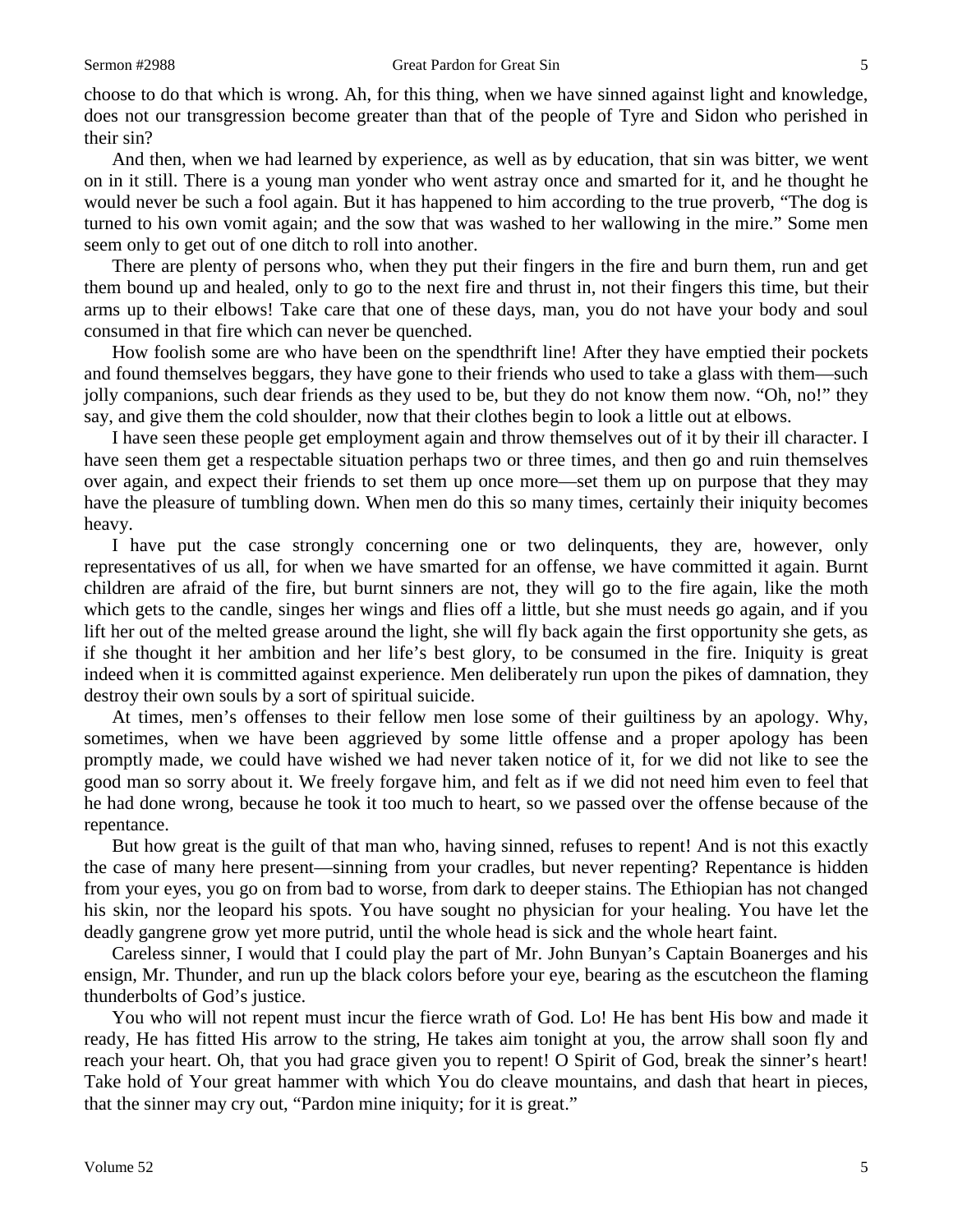choose to do that which is wrong. Ah, for this thing, when we have sinned against light and knowledge, does not our transgression become greater than that of the people of Tyre and Sidon who perished in their sin?

And then, when we had learned by experience, as well as by education, that sin was bitter, we went on in it still. There is a young man yonder who went astray once and smarted for it, and he thought he would never be such a fool again. But it has happened to him according to the true proverb, "The dog is turned to his own vomit again; and the sow that was washed to her wallowing in the mire." Some men seem only to get out of one ditch to roll into another.

There are plenty of persons who, when they put their fingers in the fire and burn them, run and get them bound up and healed, only to go to the next fire and thrust in, not their fingers this time, but their arms up to their elbows! Take care that one of these days, man, you do not have your body and soul consumed in that fire which can never be quenched.

How foolish some are who have been on the spendthrift line! After they have emptied their pockets and found themselves beggars, they have gone to their friends who used to take a glass with them—such jolly companions, such dear friends as they used to be, but they do not know them now. "Oh, no!" they say, and give them the cold shoulder, now that their clothes begin to look a little out at elbows.

I have seen these people get employment again and throw themselves out of it by their ill character. I have seen them get a respectable situation perhaps two or three times, and then go and ruin themselves over again, and expect their friends to set them up once more—set them up on purpose that they may have the pleasure of tumbling down. When men do this so many times, certainly their iniquity becomes heavy.

I have put the case strongly concerning one or two delinquents, they are, however, only representatives of us all, for when we have smarted for an offense, we have committed it again. Burnt children are afraid of the fire, but burnt sinners are not, they will go to the fire again, like the moth which gets to the candle, singes her wings and flies off a little, but she must needs go again, and if you lift her out of the melted grease around the light, she will fly back again the first opportunity she gets, as if she thought it her ambition and her life's best glory, to be consumed in the fire. Iniquity is great indeed when it is committed against experience. Men deliberately run upon the pikes of damnation, they destroy their own souls by a sort of spiritual suicide.

At times, men's offenses to their fellow men lose some of their guiltiness by an apology. Why, sometimes, when we have been aggrieved by some little offense and a proper apology has been promptly made, we could have wished we had never taken notice of it, for we did not like to see the good man so sorry about it. We freely forgave him, and felt as if we did not need him even to feel that he had done wrong, because he took it too much to heart, so we passed over the offense because of the repentance.

But how great is the guilt of that man who, having sinned, refuses to repent! And is not this exactly the case of many here present—sinning from your cradles, but never repenting? Repentance is hidden from your eyes, you go on from bad to worse, from dark to deeper stains. The Ethiopian has not changed his skin, nor the leopard his spots. You have sought no physician for your healing. You have let the deadly gangrene grow yet more putrid, until the whole head is sick and the whole heart faint.

Careless sinner, I would that I could play the part of Mr. John Bunyan's Captain Boanerges and his ensign, Mr. Thunder, and run up the black colors before your eye, bearing as the escutcheon the flaming thunderbolts of God's justice.

You who will not repent must incur the fierce wrath of God. Lo! He has bent His bow and made it ready, He has fitted His arrow to the string, He takes aim tonight at you, the arrow shall soon fly and reach your heart. Oh, that you had grace given you to repent! O Spirit of God, break the sinner's heart! Take hold of Your great hammer with which You do cleave mountains, and dash that heart in pieces, that the sinner may cry out, "Pardon mine iniquity; for it is great."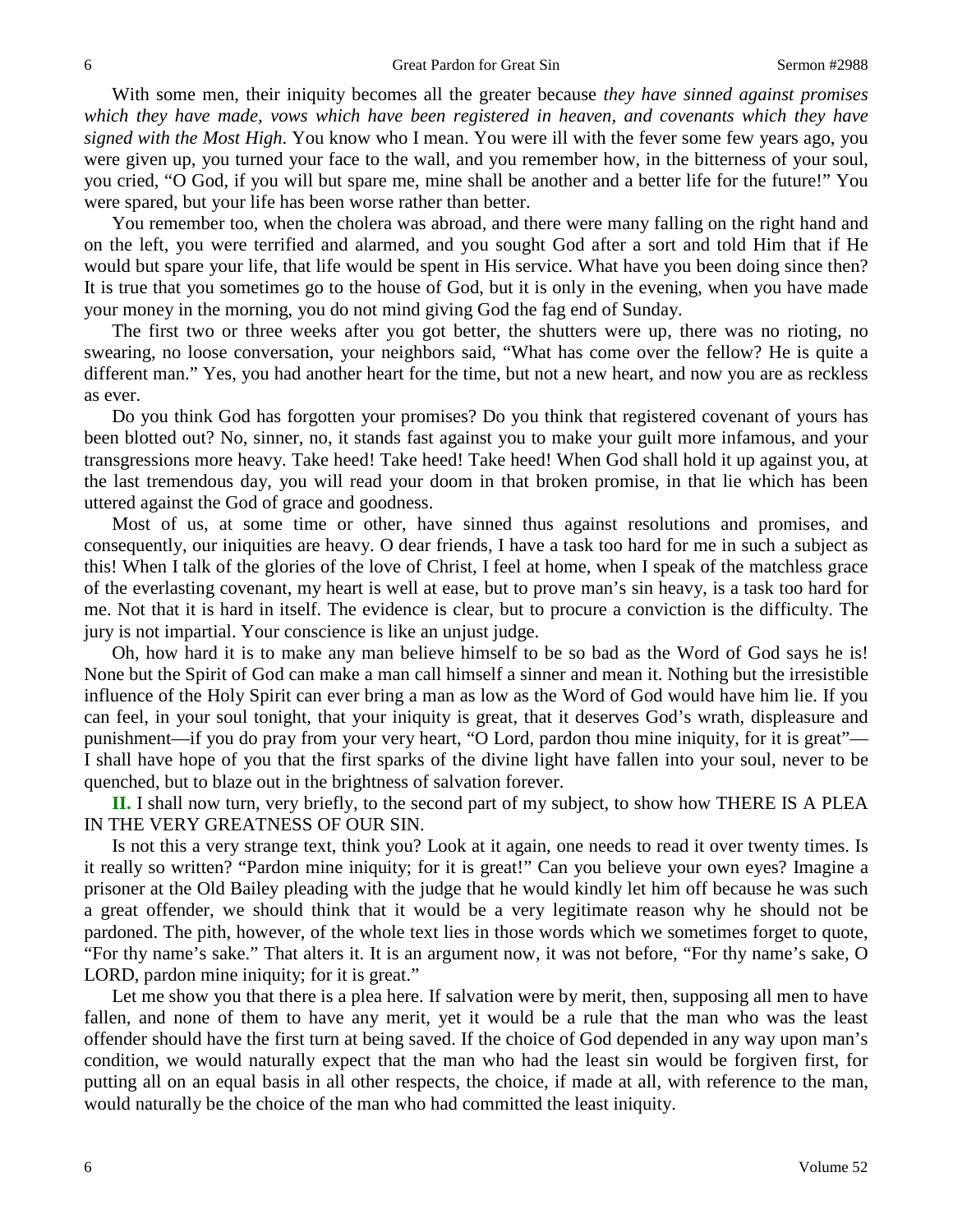With some men, their iniquity becomes all the greater because *they have sinned against promises which they have made, vows which have been registered in heaven, and covenants which they have signed with the Most High*. You know who I mean. You were ill with the fever some few years ago, you were given up, you turned your face to the wall, and you remember how, in the bitterness of your soul, you cried, "O God, if you will but spare me, mine shall be another and a better life for the future!" You were spared, but your life has been worse rather than better.

You remember too, when the cholera was abroad, and there were many falling on the right hand and on the left, you were terrified and alarmed, and you sought God after a sort and told Him that if He would but spare your life, that life would be spent in His service. What have you been doing since then? It is true that you sometimes go to the house of God, but it is only in the evening, when you have made your money in the morning, you do not mind giving God the fag end of Sunday.

The first two or three weeks after you got better, the shutters were up, there was no rioting, no swearing, no loose conversation, your neighbors said, "What has come over the fellow? He is quite a different man." Yes, you had another heart for the time, but not a new heart, and now you are as reckless as ever.

Do you think God has forgotten your promises? Do you think that registered covenant of yours has been blotted out? No, sinner, no, it stands fast against you to make your guilt more infamous, and your transgressions more heavy. Take heed! Take heed! Take heed! When God shall hold it up against you, at the last tremendous day, you will read your doom in that broken promise, in that lie which has been uttered against the God of grace and goodness.

Most of us, at some time or other, have sinned thus against resolutions and promises, and consequently, our iniquities are heavy. O dear friends, I have a task too hard for me in such a subject as this! When I talk of the glories of the love of Christ, I feel at home, when I speak of the matchless grace of the everlasting covenant, my heart is well at ease, but to prove man's sin heavy, is a task too hard for me. Not that it is hard in itself. The evidence is clear, but to procure a conviction is the difficulty. The jury is not impartial. Your conscience is like an unjust judge.

Oh, how hard it is to make any man believe himself to be so bad as the Word of God says he is! None but the Spirit of God can make a man call himself a sinner and mean it. Nothing but the irresistible influence of the Holy Spirit can ever bring a man as low as the Word of God would have him lie. If you can feel, in your soul tonight, that your iniquity is great, that it deserves God's wrath, displeasure and punishment—if you do pray from your very heart, "O Lord, pardon thou mine iniquity, for it is great"—I shall have hope of you that the first sparks of the divine light have fallen into your soul, never to be quenched, but to blaze out in the brightness of salvation forever.

**II.** I shall now turn, very briefly, to the second part of my subject, to show how THERE IS A PLEA IN THE VERY GREATNESS OF OUR SIN.

Is not this a very strange text, think you? Look at it again, one needs to read it over twenty times. Is it really so written? "Pardon mine iniquity; for it is great!" Can you believe your own eyes? Imagine a prisoner at the Old Bailey pleading with the judge that he would kindly let him off because he was such a great offender, we should think that it would be a very legitimate reason why he should not be pardoned. The pith, however, of the whole text lies in those words which we sometimes forget to quote, "For thy name's sake." That alters it. It is an argument now, it was not before, "For thy name's sake, O LORD, pardon mine iniquity; for it is great."

Let me show you that there is a plea here. If salvation were by merit, then, supposing all men to have fallen, and none of them to have any merit, yet it would be a rule that the man who was the least offender should have the first turn at being saved. If the choice of God depended in any way upon man's condition, we would naturally expect that the man who had the least sin would be forgiven first, for putting all on an equal basis in all other respects, the choice, if made at all, with reference to the man, would naturally be the choice of the man who had committed the least iniquity.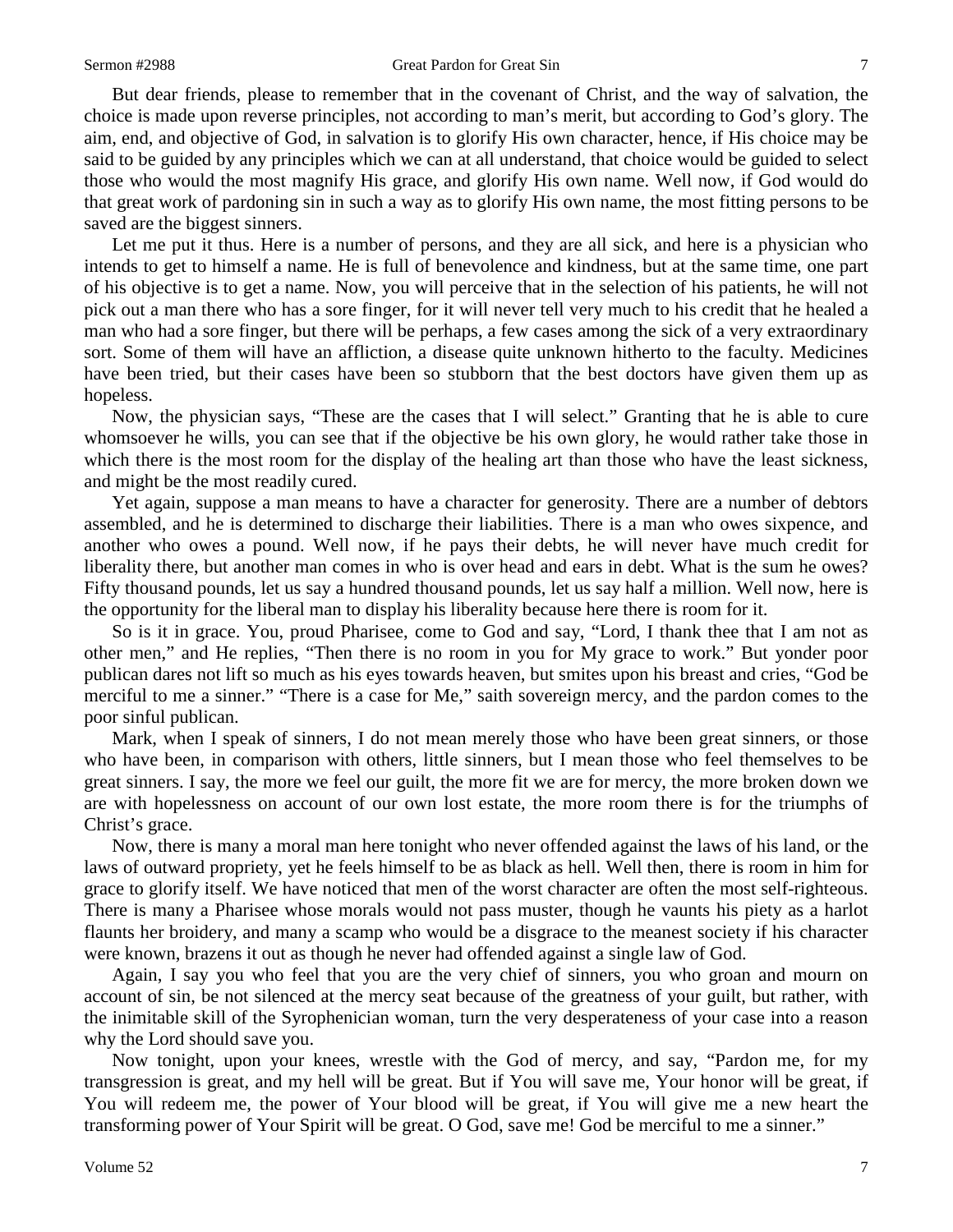But dear friends, please to remember that in the covenant of Christ, and the way of salvation, the choice is made upon reverse principles, not according to man's merit, but according to God's glory. The aim, end, and objective of God, in salvation is to glorify His own character, hence, if His choice may be said to be guided by any principles which we can at all understand, that choice would be guided to select those who would the most magnify His grace, and glorify His own name. Well now, if God would do that great work of pardoning sin in such a way as to glorify His own name, the most fitting persons to be saved are the biggest sinners.

Let me put it thus. Here is a number of persons, and they are all sick, and here is a physician who intends to get to himself a name. He is full of benevolence and kindness, but at the same time, one part of his objective is to get a name. Now, you will perceive that in the selection of his patients, he will not pick out a man there who has a sore finger, for it will never tell very much to his credit that he healed a man who had a sore finger, but there will be perhaps, a few cases among the sick of a very extraordinary sort. Some of them will have an affliction, a disease quite unknown hitherto to the faculty. Medicines have been tried, but their cases have been so stubborn that the best doctors have given them up as hopeless.

Now, the physician says, "These are the cases that I will select." Granting that he is able to cure whomsoever he wills, you can see that if the objective be his own glory, he would rather take those in which there is the most room for the display of the healing art than those who have the least sickness, and might be the most readily cured.

Yet again, suppose a man means to have a character for generosity. There are a number of debtors assembled, and he is determined to discharge their liabilities. There is a man who owes sixpence, and another who owes a pound. Well now, if he pays their debts, he will never have much credit for liberality there, but another man comes in who is over head and ears in debt. What is the sum he owes? Fifty thousand pounds, let us say a hundred thousand pounds, let us say half a million. Well now, here is the opportunity for the liberal man to display his liberality because here there is room for it.

So is it in grace. You, proud Pharisee, come to God and say, "Lord, I thank thee that I am not as other men," and He replies, "Then there is no room in you for My grace to work." But yonder poor publican dares not lift so much as his eyes towards heaven, but smites upon his breast and cries, "God be merciful to me a sinner." "There is a case for Me," saith sovereign mercy, and the pardon comes to the poor sinful publican.

Mark, when I speak of sinners, I do not mean merely those who have been great sinners, or those who have been, in comparison with others, little sinners, but I mean those who feel themselves to be great sinners. I say, the more we feel our guilt, the more fit we are for mercy, the more broken down we are with hopelessness on account of our own lost estate, the more room there is for the triumphs of Christ's grace.

Now, there is many a moral man here tonight who never offended against the laws of his land, or the laws of outward propriety, yet he feels himself to be as black as hell. Well then, there is room in him for grace to glorify itself. We have noticed that men of the worst character are often the most self-righteous. There is many a Pharisee whose morals would not pass muster, though he vaunts his piety as a harlot flaunts her broidery, and many a scamp who would be a disgrace to the meanest society if his character were known, brazens it out as though he never had offended against a single law of God.

Again, I say you who feel that you are the very chief of sinners, you who groan and mourn on account of sin, be not silenced at the mercy seat because of the greatness of your guilt, but rather, with the inimitable skill of the Syrophenician woman, turn the very desperateness of your case into a reason why the Lord should save you.

Now tonight, upon your knees, wrestle with the God of mercy, and say, "Pardon me, for my transgression is great, and my hell will be great. But if You will save me, Your honor will be great, if You will redeem me, the power of Your blood will be great, if You will give me a new heart the transforming power of Your Spirit will be great. O God, save me! God be merciful to me a sinner."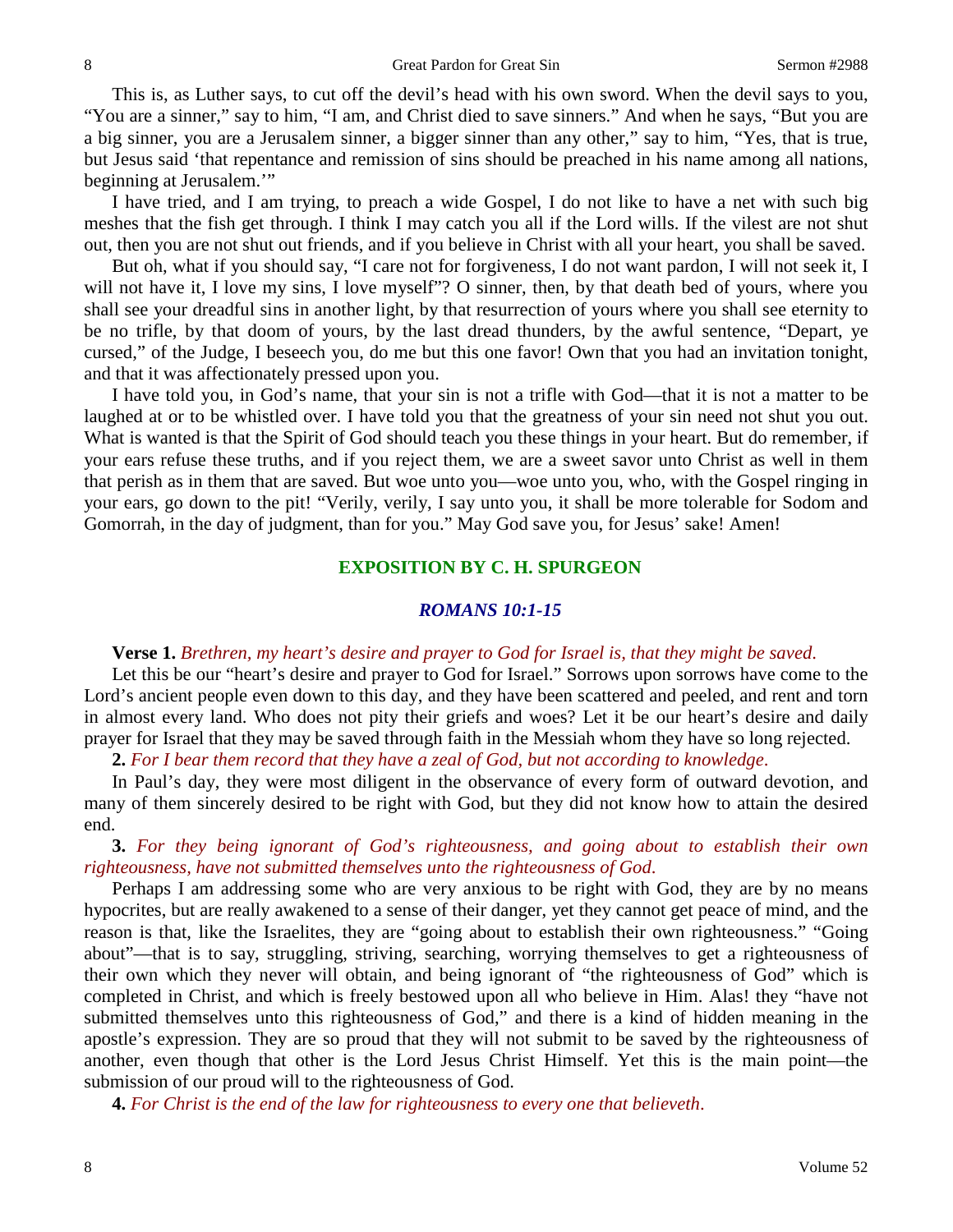This is, as Luther says, to cut off the devil's head with his own sword. When the devil says to you, "You are a sinner," say to him, "I am, and Christ died to save sinners." And when he says, "But you are a big sinner, you are a Jerusalem sinner, a bigger sinner than any other," say to him, "Yes, that is true, but Jesus said 'that repentance and remission of sins should be preached in his name among all nations, beginning at Jerusalem.'"

I have tried, and I am trying, to preach a wide Gospel, I do not like to have a net with such big meshes that the fish get through. I think I may catch you all if the Lord wills. If the vilest are not shut out, then you are not shut out friends, and if you believe in Christ with all your heart, you shall be saved.

But oh, what if you should say, "I care not for forgiveness, I do not want pardon, I will not seek it, I will not have it, I love my sins, I love myself"? O sinner, then, by that death bed of yours, where you shall see your dreadful sins in another light, by that resurrection of yours where you shall see eternity to be no trifle, by that doom of yours, by the last dread thunders, by the awful sentence, "Depart, ye cursed," of the Judge, I beseech you, do me but this one favor! Own that you had an invitation tonight, and that it was affectionately pressed upon you.

I have told you, in God's name, that your sin is not a trifle with God—that it is not a matter to be laughed at or to be whistled over. I have told you that the greatness of your sin need not shut you out. What is wanted is that the Spirit of God should teach you these things in your heart. But do remember, if your ears refuse these truths, and if you reject them, we are a sweet savor unto Christ as well in them that perish as in them that are saved. But woe unto you—woe unto you, who, with the Gospel ringing in your ears, go down to the pit! "Verily, verily, I say unto you, it shall be more tolerable for Sodom and Gomorrah, in the day of judgment, than for you." May God save you, for Jesus' sake! Amen!

## EXPOSITION BY C. H. SPURGEON

### *ROMANS 10:1-15*

**Verse 1.** *Brethren, my heart's desire and prayer to God for Israel is, that they might be saved.*

Let this be our "heart's desire and prayer to God for Israel." Sorrows upon sorrows have come to the Lord's ancient people even down to this day, and they have been scattered and peeled, and rent and torn in almost every land. Who does not pity their griefs and woes? Let it be our heart's desire and daily prayer for Israel that they may be saved through faith in the Messiah whom they have so long rejected.

**2.** *For I bear them record that they have a zeal of God, but not according to knowledge.*

In Paul's day, they were most diligent in the observance of every form of outward devotion, and many of them sincerely desired to be right with God, but they did not know how to attain the desired end.

**3.** *For they being ignorant of God's righteousness, and going about to establish their own righteousness, have not submitted themselves unto the righteousness of God.*

Perhaps I am addressing some who are very anxious to be right with God, they are by no means hypocrites, but are really awakened to a sense of their danger, yet they cannot get peace of mind, and the reason is that, like the Israelites, they are "going about to establish their own righteousness." "Going about"—that is to say, struggling, striving, searching, worrying themselves to get a righteousness of their own which they never will obtain, and being ignorant of "the righteousness of God" which is completed in Christ, and which is freely bestowed upon all who believe in Him. Alas! they "have not submitted themselves unto this righteousness of God," and there is a kind of hidden meaning in the apostle's expression. They are so proud that they will not submit to be saved by the righteousness of another, even though that other is the Lord Jesus Christ Himself. Yet this is the main point—the submission of our proud will to the righteousness of God.

**4.** *For Christ is the end of the law for righteousness to every one that believeth.*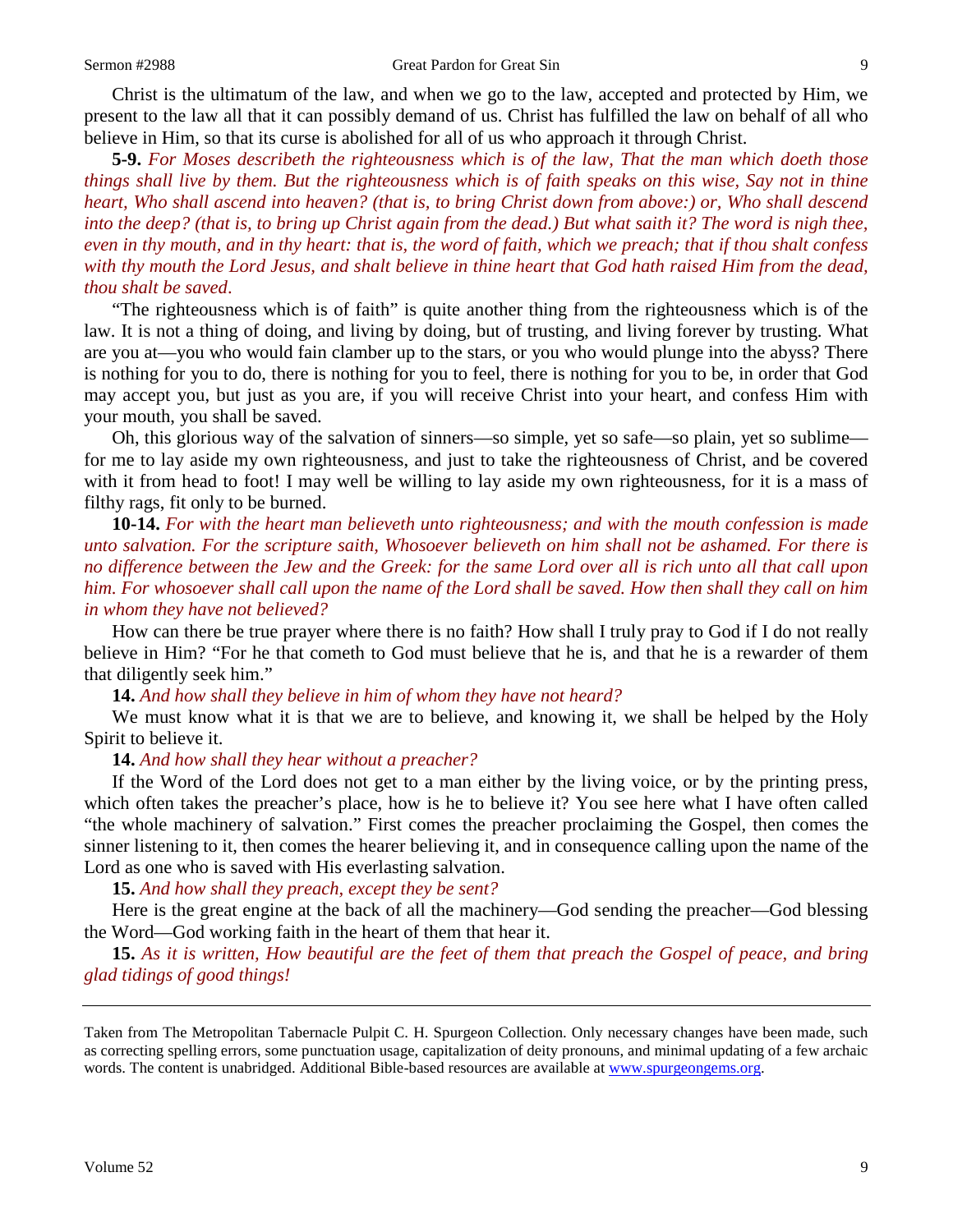Christ is the ultimatum of the law, and when we go to the law, accepted and protected by Him, we present to the law all that it can possibly demand of us. Christ has fulfilled the law on behalf of all who believe in Him, so that its curse is abolished for all of us who approach it through Christ.

**5-9.** *For Moses describeth the righteousness which is of the law, That the man which doeth those things shall live by them. But the righteousness which is of faith speaks on this wise, Say not in thine heart, Who shall ascend into heaven? (that is, to bring Christ down from above:) or, Who shall descend into the deep? (that is, to bring up Christ again from the dead.) But what saith it? The word is nigh thee, even in thy mouth, and in thy heart: that is, the word of faith, which we preach; that if thou shalt confess with thy mouth the Lord Jesus, and shalt believe in thine heart that God hath raised Him from the dead, thou shalt be saved*.

"The righteousness which is of faith" is quite another thing from the righteousness which is of the law. It is not a thing of doing, and living by doing, but of trusting, and living forever by trusting. What are you at—you who would fain clamber up to the stars, or you who would plunge into the abyss? There is nothing for you to do, there is nothing for you to feel, there is nothing for you to be, in order that God may accept you, but just as you are, if you will receive Christ into your heart, and confess Him with your mouth, you shall be saved.

Oh, this glorious way of the salvation of sinners—so simple, yet so safe—so plain, yet so sublime—for me to lay aside my own righteousness, and just to take the righteousness of Christ, and be covered with it from head to foot! I may well be willing to lay aside my own righteousness, for it is a mass of filthy rags, fit only to be burned.

**10-14.** *For with the heart man believeth unto righteousness; and with the mouth confession is made unto salvation. For the scripture saith, Whosoever believeth on him shall not be ashamed. For there is no difference between the Jew and the Greek: for the same Lord over all is rich unto all that call upon him. For whosoever shall call upon the name of the Lord shall be saved. How then shall they call on him in whom they have not believed?*

How can there be true prayer where there is no faith? How shall I truly pray to God if I do not really believe in Him? "For he that cometh to God must believe that he is, and that he is a rewarder of them that diligently seek him."

**14.** *And how shall they believe in him of whom they have not heard?*

We must know what it is that we are to believe, and knowing it, we shall be helped by the Holy Spirit to believe it.

**14.** *And how shall they hear without a preacher?*

If the Word of the Lord does not get to a man either by the living voice, or by the printing press, which often takes the preacher's place, how is he to believe it? You see here what I have often called "the whole machinery of salvation." First comes the preacher proclaiming the Gospel, then comes the sinner listening to it, then comes the hearer believing it, and in consequence calling upon the name of the Lord as one who is saved with His everlasting salvation.

**15.** *And how shall they preach, except they be sent?*

Here is the great engine at the back of all the machinery—God sending the preacher—God blessing the Word—God working faith in the heart of them that hear it.

**15.** *As it is written, How beautiful are the feet of them that preach the Gospel of peace, and bring glad tidings of good things!*

---

Taken from The Metropolitan Tabernacle Pulpit C. H. Spurgeon Collection. Only necessary changes have been made, such as correcting spelling errors, some punctuation usage, capitalization of deity pronouns, and minimal updating of a few archaic words. The content is unabridged. Additional Bible-based resources are available at www.spurgeongems.org.